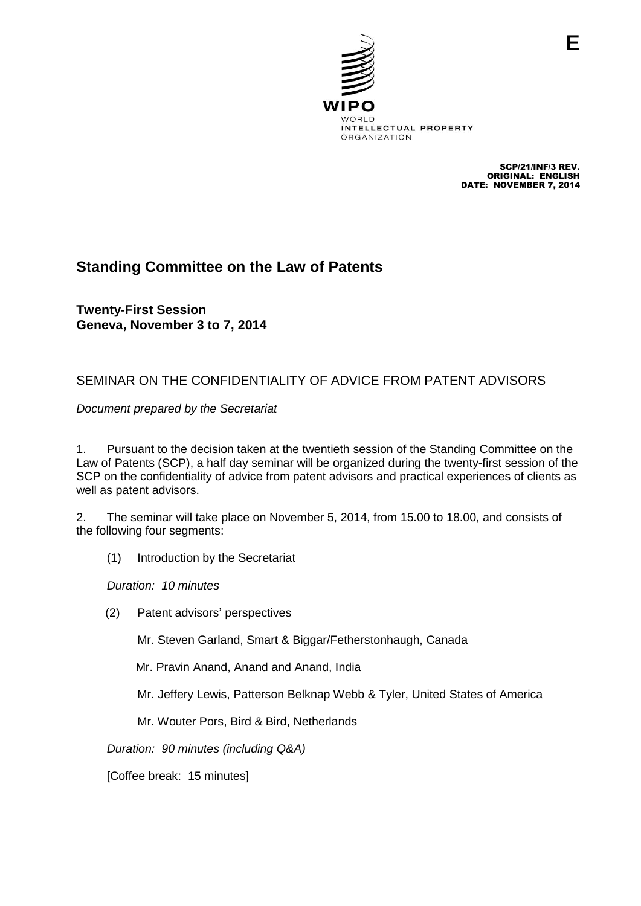WIPO
WORLD
INTELLECTUAL PROPERTY
ORGANIZATION

E

SCP/21/INF/3 REV.
ORIGINAL: ENGLISH
DATE: NOVEMBER 7, 2014

# Standing Committee on the Law of Patents

**Twenty-First Session**
**Geneva, November 3 to 7, 2014**

## SEMINAR ON THE CONFIDENTIALITY OF ADVICE FROM PATENT ADVISORS

*Document prepared by the Secretariat*

1. Pursuant to the decision taken at the twentieth session of the Standing Committee on the Law of Patents (SCP), a half day seminar will be organized during the twenty-first session of the SCP on the confidentiality of advice from patent advisors and practical experiences of clients as well as patent advisors.

2. The seminar will take place on November 5, 2014, from 15.00 to 18.00, and consists of the following four segments:

(1) Introduction by the Secretariat

*Duration: 10 minutes*

(2) Patent advisors' perspectives

Mr. Steven Garland, Smart & Biggar/Fetherstonhaugh, Canada

Mr. Pravin Anand, Anand and Anand, India

Mr. Jeffery Lewis, Patterson Belknap Webb & Tyler, United States of America

Mr. Wouter Pors, Bird & Bird, Netherlands

*Duration: 90 minutes (including Q&A)*

[Coffee break: 15 minutes]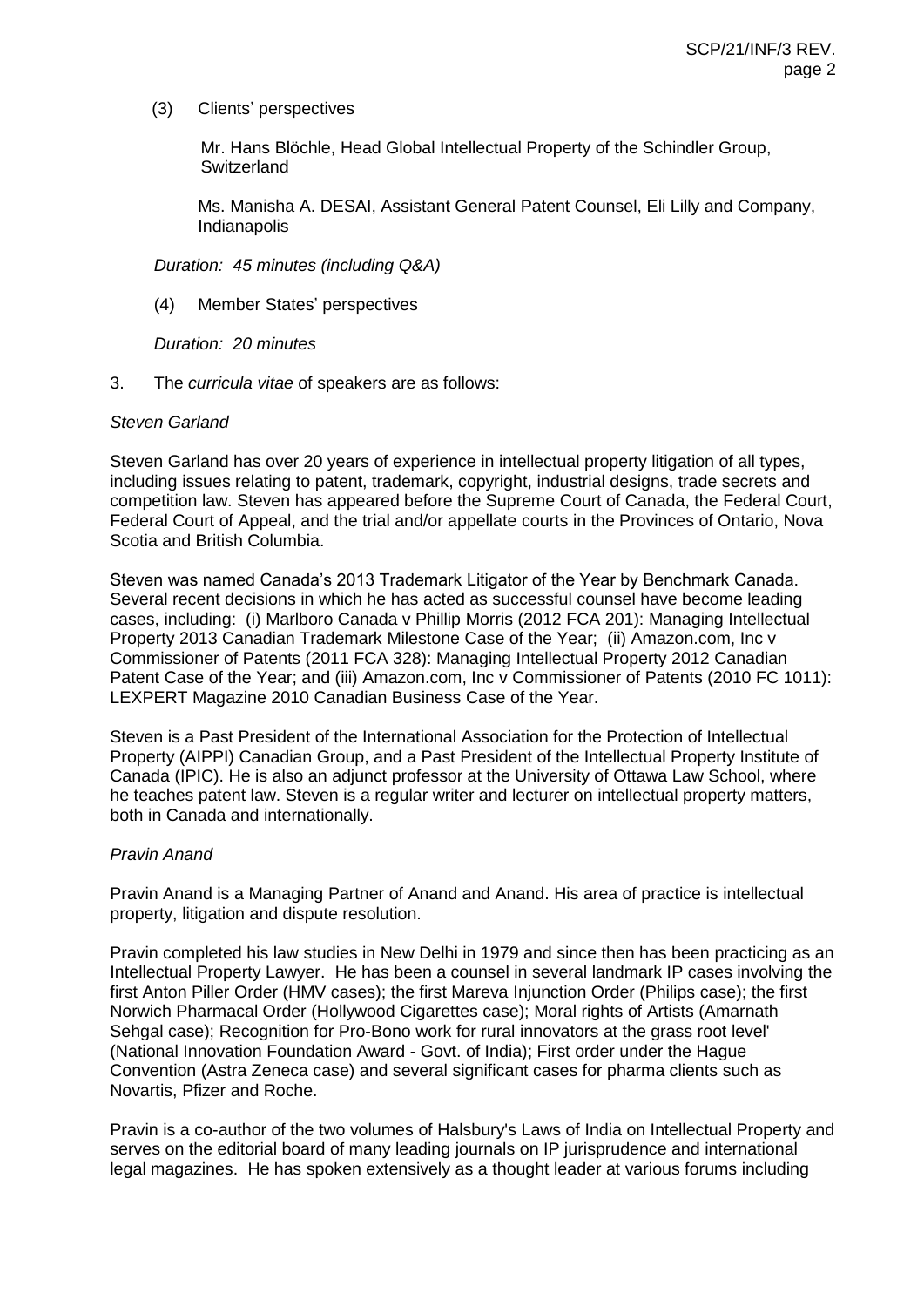(3) Clients' perspectives

Mr. Hans Blöchle, Head Global Intellectual Property of the Schindler Group, Switzerland

Ms. Manisha A. DESAI, Assistant General Patent Counsel, Eli Lilly and Company, Indianapolis

*Duration: 45 minutes (including Q&A)*

(4) Member States' perspectives

*Duration: 20 minutes*

3. The *curricula vitae* of speakers are as follows:

*Steven Garland*

Steven Garland has over 20 years of experience in intellectual property litigation of all types, including issues relating to patent, trademark, copyright, industrial designs, trade secrets and competition law. Steven has appeared before the Supreme Court of Canada, the Federal Court, Federal Court of Appeal, and the trial and/or appellate courts in the Provinces of Ontario, Nova Scotia and British Columbia.

Steven was named Canada's 2013 Trademark Litigator of the Year by Benchmark Canada. Several recent decisions in which he has acted as successful counsel have become leading cases, including: (i) Marlboro Canada v Phillip Morris (2012 FCA 201): Managing Intellectual Property 2013 Canadian Trademark Milestone Case of the Year; (ii) Amazon.com, Inc v Commissioner of Patents (2011 FCA 328): Managing Intellectual Property 2012 Canadian Patent Case of the Year; and (iii) Amazon.com, Inc v Commissioner of Patents (2010 FC 1011): LEXPERT Magazine 2010 Canadian Business Case of the Year.

Steven is a Past President of the International Association for the Protection of Intellectual Property (AIPPI) Canadian Group, and a Past President of the Intellectual Property Institute of Canada (IPIC). He is also an adjunct professor at the University of Ottawa Law School, where he teaches patent law. Steven is a regular writer and lecturer on intellectual property matters, both in Canada and internationally.

*Pravin Anand*

Pravin Anand is a Managing Partner of Anand and Anand. His area of practice is intellectual property, litigation and dispute resolution.

Pravin completed his law studies in New Delhi in 1979 and since then has been practicing as an Intellectual Property Lawyer. He has been a counsel in several landmark IP cases involving the first Anton Piller Order (HMV cases); the first Mareva Injunction Order (Philips case); the first Norwich Pharmacal Order (Hollywood Cigarettes case); Moral rights of Artists (Amarnath Sehgal case); Recognition for Pro-Bono work for rural innovators at the grass root level' (National Innovation Foundation Award - Govt. of India); First order under the Hague Convention (Astra Zeneca case) and several significant cases for pharma clients such as Novartis, Pfizer and Roche.

Pravin is a co-author of the two volumes of Halsbury's Laws of India on Intellectual Property and serves on the editorial board of many leading journals on IP jurisprudence and international legal magazines. He has spoken extensively as a thought leader at various forums including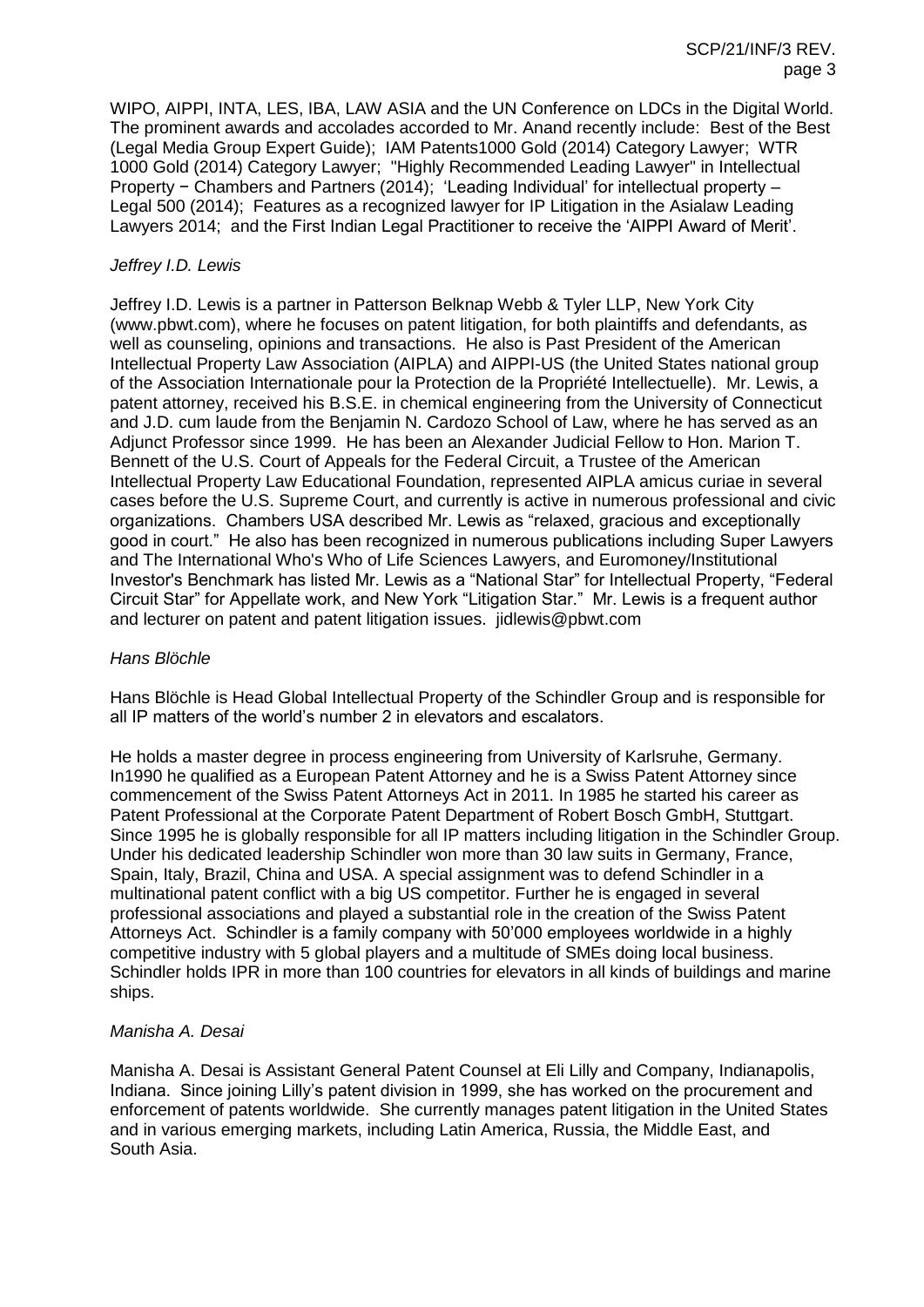WIPO, AIPPI, INTA, LES, IBA, LAW ASIA and the UN Conference on LDCs in the Digital World. The prominent awards and accolades accorded to Mr. Anand recently include: Best of the Best (Legal Media Group Expert Guide); IAM Patents1000 Gold (2014) Category Lawyer; WTR 1000 Gold (2014) Category Lawyer; "Highly Recommended Leading Lawyer" in Intellectual Property − Chambers and Partners (2014); 'Leading Individual' for intellectual property – Legal 500 (2014); Features as a recognized lawyer for IP Litigation in the Asialaw Leading Lawyers 2014; and the First Indian Legal Practitioner to receive the 'AIPPI Award of Merit'.

*Jeffrey I.D. Lewis*

Jeffrey I.D. Lewis is a partner in Patterson Belknap Webb & Tyler LLP, New York City (www.pbwt.com), where he focuses on patent litigation, for both plaintiffs and defendants, as well as counseling, opinions and transactions. He also is Past President of the American Intellectual Property Law Association (AIPLA) and AIPPI-US (the United States national group of the Association Internationale pour la Protection de la Propriété Intellectuelle). Mr. Lewis, a patent attorney, received his B.S.E. in chemical engineering from the University of Connecticut and J.D. cum laude from the Benjamin N. Cardozo School of Law, where he has served as an Adjunct Professor since 1999. He has been an Alexander Judicial Fellow to Hon. Marion T. Bennett of the U.S. Court of Appeals for the Federal Circuit, a Trustee of the American Intellectual Property Law Educational Foundation, represented AIPLA amicus curiae in several cases before the U.S. Supreme Court, and currently is active in numerous professional and civic organizations. Chambers USA described Mr. Lewis as "relaxed, gracious and exceptionally good in court." He also has been recognized in numerous publications including Super Lawyers and The International Who's Who of Life Sciences Lawyers, and Euromoney/Institutional Investor's Benchmark has listed Mr. Lewis as a "National Star" for Intellectual Property, "Federal Circuit Star" for Appellate work, and New York "Litigation Star." Mr. Lewis is a frequent author and lecturer on patent and patent litigation issues. jidlewis@pbwt.com

*Hans Blöchle*

Hans Blöchle is Head Global Intellectual Property of the Schindler Group and is responsible for all IP matters of the world's number 2 in elevators and escalators.

He holds a master degree in process engineering from University of Karlsruhe, Germany. In1990 he qualified as a European Patent Attorney and he is a Swiss Patent Attorney since commencement of the Swiss Patent Attorneys Act in 2011. In 1985 he started his career as Patent Professional at the Corporate Patent Department of Robert Bosch GmbH, Stuttgart. Since 1995 he is globally responsible for all IP matters including litigation in the Schindler Group. Under his dedicated leadership Schindler won more than 30 law suits in Germany, France, Spain, Italy, Brazil, China and USA. A special assignment was to defend Schindler in a multinational patent conflict with a big US competitor. Further he is engaged in several professional associations and played a substantial role in the creation of the Swiss Patent Attorneys Act. Schindler is a family company with 50'000 employees worldwide in a highly competitive industry with 5 global players and a multitude of SMEs doing local business. Schindler holds IPR in more than 100 countries for elevators in all kinds of buildings and marine ships.

*Manisha A. Desai*

Manisha A. Desai is Assistant General Patent Counsel at Eli Lilly and Company, Indianapolis, Indiana. Since joining Lilly's patent division in 1999, she has worked on the procurement and enforcement of patents worldwide. She currently manages patent litigation in the United States and in various emerging markets, including Latin America, Russia, the Middle East, and South Asia.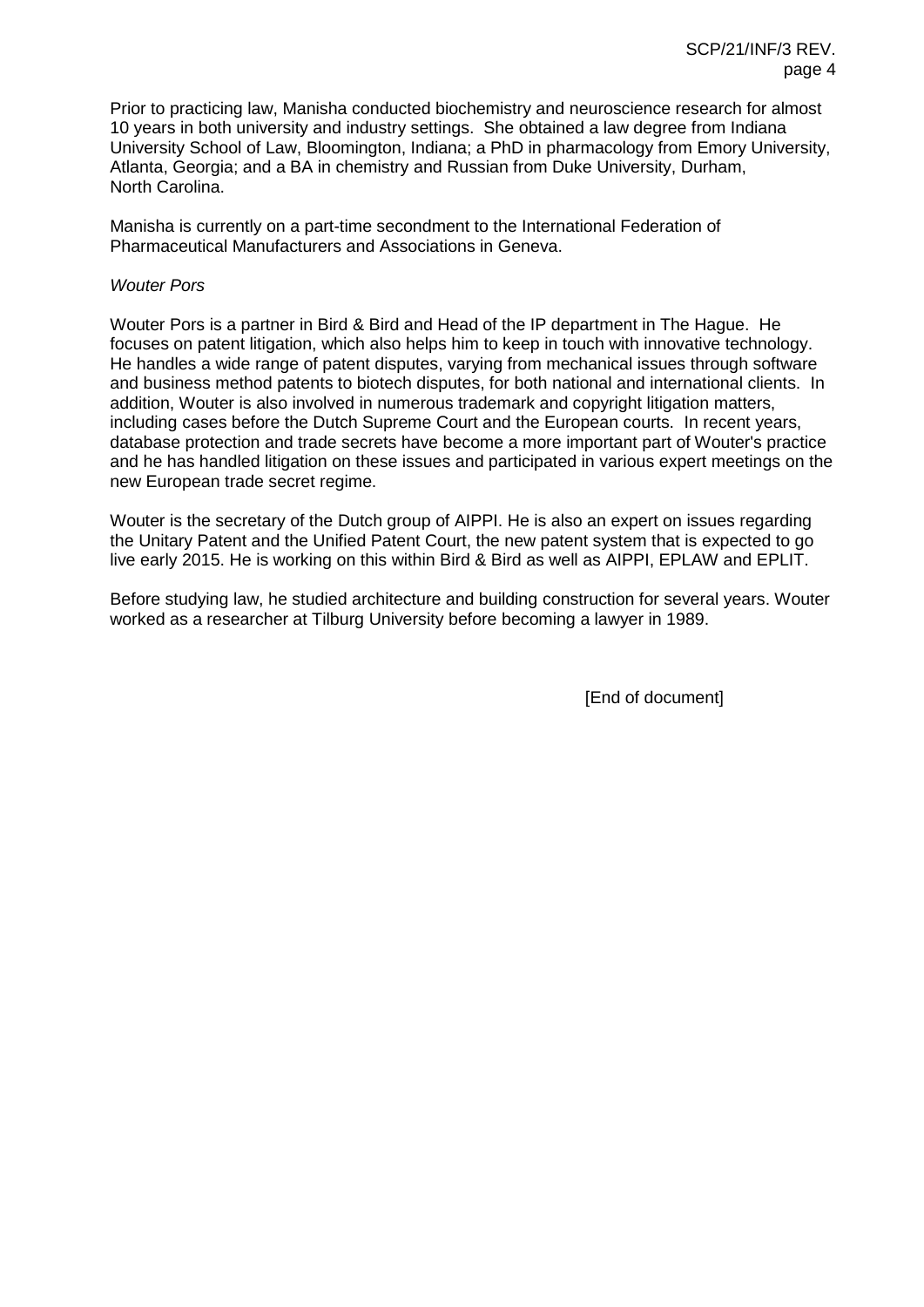Prior to practicing law, Manisha conducted biochemistry and neuroscience research for almost 10 years in both university and industry settings. She obtained a law degree from Indiana University School of Law, Bloomington, Indiana; a PhD in pharmacology from Emory University, Atlanta, Georgia; and a BA in chemistry and Russian from Duke University, Durham, North Carolina.

Manisha is currently on a part-time secondment to the International Federation of Pharmaceutical Manufacturers and Associations in Geneva.

*Wouter Pors*

Wouter Pors is a partner in Bird & Bird and Head of the IP department in The Hague. He focuses on patent litigation, which also helps him to keep in touch with innovative technology. He handles a wide range of patent disputes, varying from mechanical issues through software and business method patents to biotech disputes, for both national and international clients. In addition, Wouter is also involved in numerous trademark and copyright litigation matters, including cases before the Dutch Supreme Court and the European courts. In recent years, database protection and trade secrets have become a more important part of Wouter's practice and he has handled litigation on these issues and participated in various expert meetings on the new European trade secret regime.

Wouter is the secretary of the Dutch group of AIPPI. He is also an expert on issues regarding the Unitary Patent and the Unified Patent Court, the new patent system that is expected to go live early 2015. He is working on this within Bird & Bird as well as AIPPI, EPLAW and EPLIT.

Before studying law, he studied architecture and building construction for several years. Wouter worked as a researcher at Tilburg University before becoming a lawyer in 1989.

[End of document]